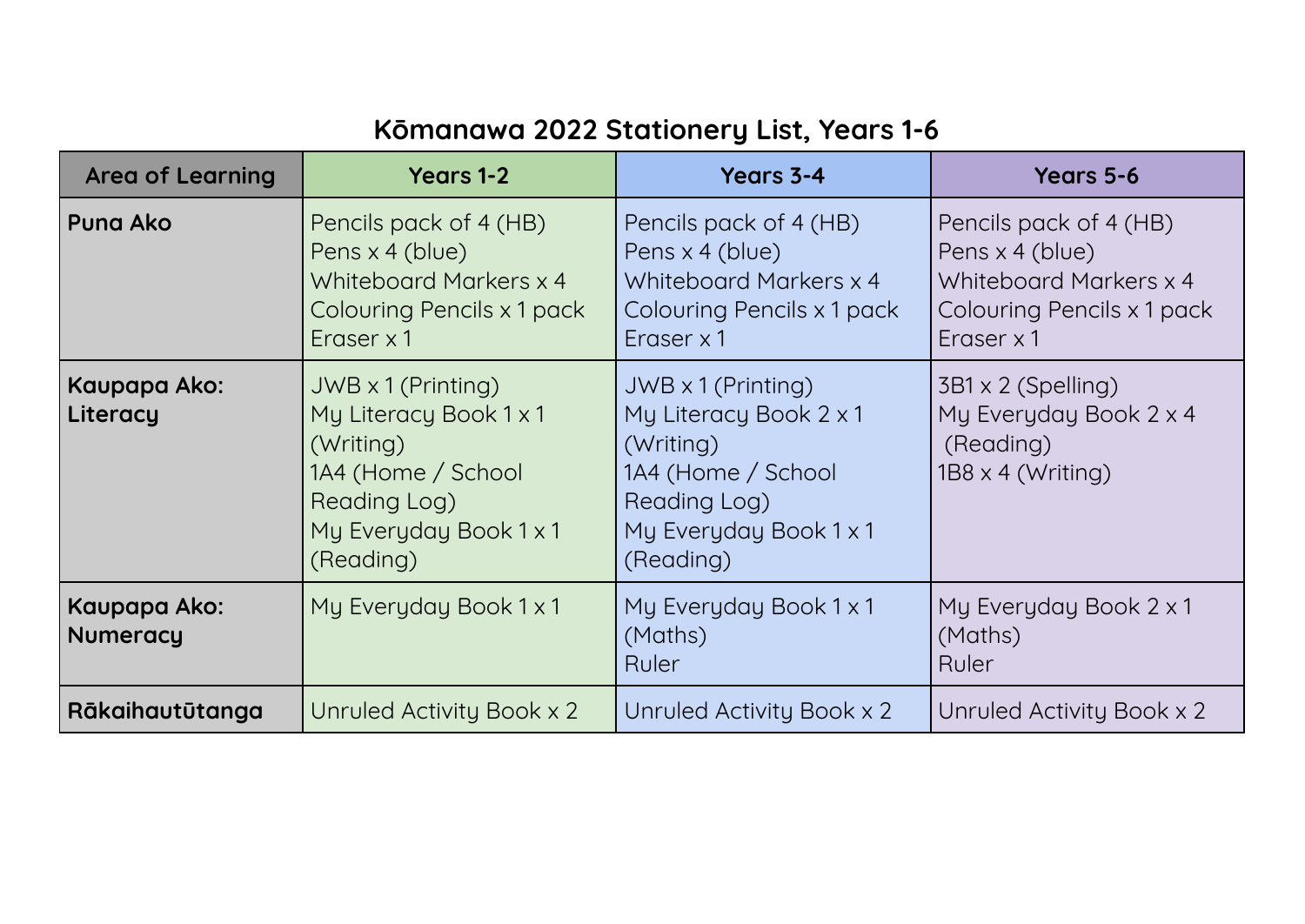# Kōmanawa 2022 Stationery List, Years 1-6

| Area of Learning | Years 1-2 | Years 3-4 | Years 5-6 |
|---|---|---|---|
| **Puna Ako** | Pencils pack of 4 (HB)<br>Pens x 4 (blue)<br>Whiteboard Markers x 4<br>Colouring Pencils x 1 pack<br>Eraser x 1 | Pencils pack of 4 (HB)<br>Pens x 4 (blue)<br>Whiteboard Markers x 4<br>Colouring Pencils x 1 pack<br>Eraser x 1 | Pencils pack of 4 (HB)<br>Pens x 4 (blue)<br>Whiteboard Markers x 4<br>Colouring Pencils x 1 pack<br>Eraser x 1 |
| **Kaupapa Ako: Literacy** | JWB x 1 (Printing)<br>My Literacy Book 1 x 1 (Writing)<br>1A4 (Home / School Reading Log)<br>My Everyday Book 1 x 1 (Reading) | JWB x 1 (Printing)<br>My Literacy Book 2 x 1 (Writing)<br>1A4 (Home / School Reading Log)<br>My Everyday Book 1 x 1 (Reading) | 3B1 x 2 (Spelling)<br>My Everyday Book 2 x 4 (Reading)<br>1B8 x 4 (Writing) |
| **Kaupapa Ako: Numeracy** | My Everyday Book 1 x 1 | My Everyday Book 1 x 1 (Maths)<br>Ruler | My Everyday Book 2 x 1 (Maths)<br>Ruler |
| **Rākaihautūtanga** | Unruled Activity Book x 2 | Unruled Activity Book x 2 | Unruled Activity Book x 2 |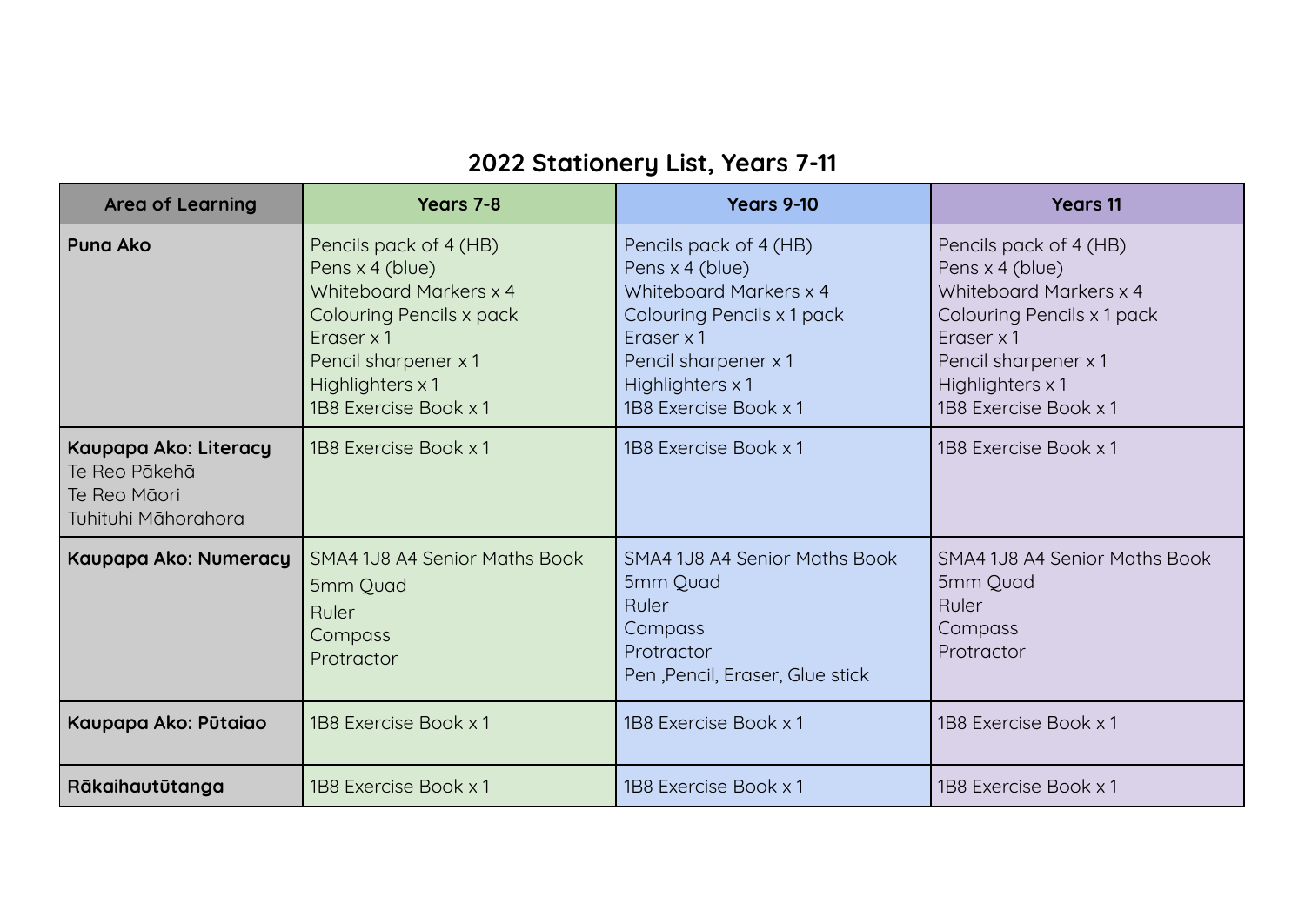# 2022 Stationery List, Years 7-11

| Area of Learning | Years 7-8 | Years 9-10 | Years 11 |
|---|---|---|---|
| **Puna Ako** | Pencils pack of 4 (HB)<br>Pens x 4 (blue)<br>Whiteboard Markers x 4<br>Colouring Pencils x pack<br>Eraser x 1<br>Pencil sharpener x 1<br>Highlighters x 1<br>1B8 Exercise Book x 1 | Pencils pack of 4 (HB)<br>Pens x 4 (blue)<br>Whiteboard Markers x 4<br>Colouring Pencils x 1 pack<br>Eraser x 1<br>Pencil sharpener x 1<br>Highlighters x 1<br>1B8 Exercise Book x 1 | Pencils pack of 4 (HB)<br>Pens x 4 (blue)<br>Whiteboard Markers x 4<br>Colouring Pencils x 1 pack<br>Eraser x 1<br>Pencil sharpener x 1<br>Highlighters x 1<br>1B8 Exercise Book x 1 |
| **Kaupapa Ako: Literacy**<br>Te Reo Pākehā<br>Te Reo Māori<br>Tuhituhi Māhorahora | 1B8 Exercise Book x 1 | 1B8 Exercise Book x 1 | 1B8 Exercise Book x 1 |
| **Kaupapa Ako: Numeracy** | SMA4 1J8 A4 Senior Maths Book<br>5mm Quad<br>Ruler<br>Compass<br>Protractor | SMA4 1J8 A4 Senior Maths Book<br>5mm Quad<br>Ruler<br>Compass<br>Protractor<br>Pen ,Pencil, Eraser, Glue stick | SMA4 1J8 A4 Senior Maths Book<br>5mm Quad<br>Ruler<br>Compass<br>Protractor |
| **Kaupapa Ako: Pūtaiao** | 1B8 Exercise Book x 1 | 1B8 Exercise Book x 1 | 1B8 Exercise Book x 1 |
| **Rākaihautūtanga** | 1B8 Exercise Book x 1 | 1B8 Exercise Book x 1 | 1B8 Exercise Book x 1 |